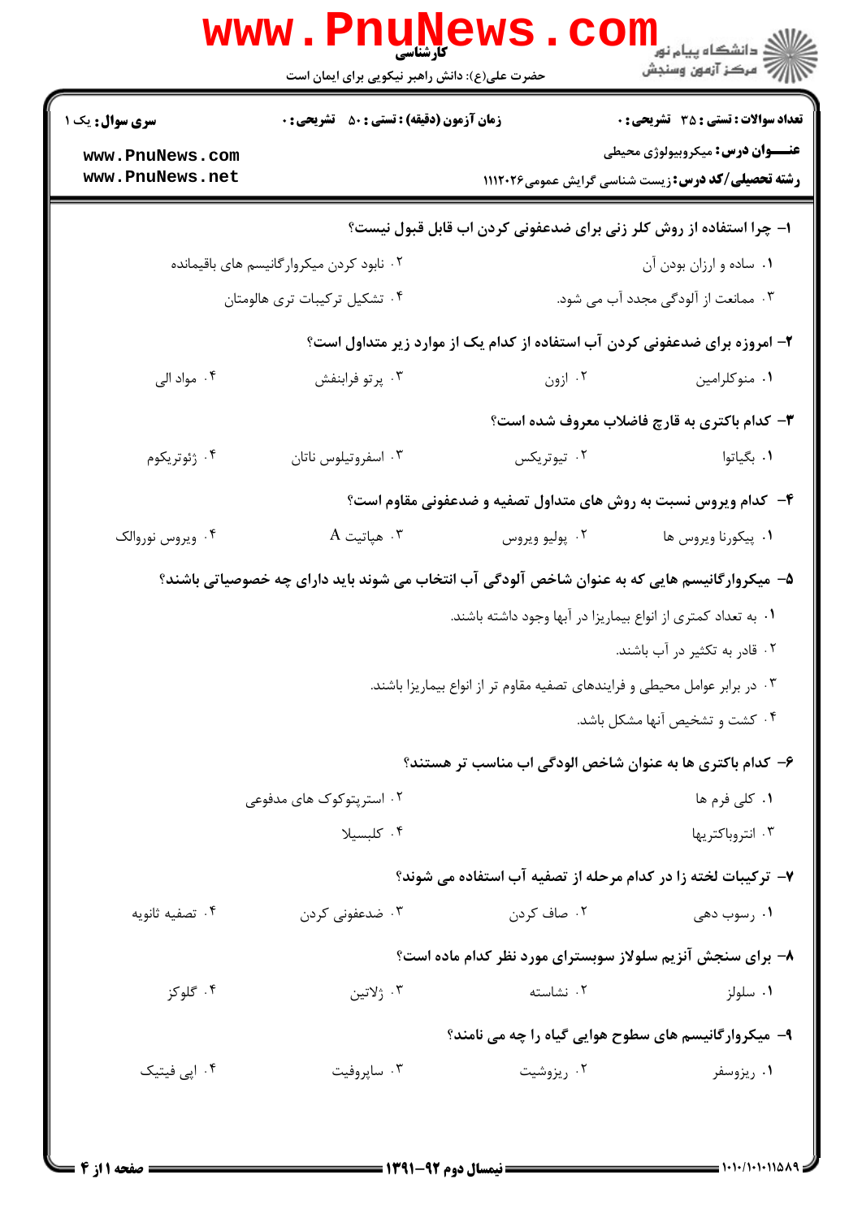**کارشناسی**

حضرت علی(ع): دانش راهبر نیکویی برای ایمان است

دانشگاه پیام نور
مرکز آزمون وسنجش

**سری سوال:** یک ۱

**زمان آزمون (دقیقه) : تستی : ۵۰ تشریحی : ۰**

**تعداد سوالات : تستی : ۳۵ تشریحی : ۰**

**عنـــوان درس:** میکروبیولوژی محیطی

**رشته تحصیلی/کد درس:** زیست شناسی گرایش عمومی۱۱۱۲۰۲۶

---

**۱- چرا استفاده از روش کلر زنی برای ضدعفونی کردن اب قابل قبول نیست؟**

۱. ساده و ارزان بودن آن

۲. نابود کردن میکروارگانیسم های باقیمانده

۳. ممانعت از آلودگی مجدد آب می شود.

۴. تشکیل ترکیبات تری هالومتان

**۲- امروزه برای ضدعفونی کردن آب استفاده از کدام یک از موارد زیر متداول است؟**

۱. منوکلرامین

۲. ازون

۳. پرتو فرابنفش

۴. مواد الی

**۳- کدام باکتری به قارچ فاضلاب معروف شده است؟**

۱. بگیاتوا

۲. تیوتریکس

۳. اسفروتیلوس ناتان

۴. ژئوتریکوم

**۴- کدام ویروس نسبت به روش های متداول تصفیه و ضدعفونی مقاوم است؟**

۱. پیکورنا ویروس ها

۲. پولیو ویروس

۳. هپاتیت A

۴. ویروس نوروالک

**۵- میکروارگانیسم هایی که به عنوان شاخص آلودگی آب انتخاب می شوند باید دارای چه خصوصیاتی باشند؟**

۱. به تعداد کمتری از انواع بیماریزا در آبها وجود داشته باشند.

۲. قادر به تکثیر در آب باشند.

۳. در برابر عوامل محیطی و فرایندهای تصفیه مقاوم تر از انواع بیماریزا باشند.

۴. کشت و تشخیص آنها مشکل باشد.

**۶- کدام باکتری ها به عنوان شاخص الودگی اب مناسب تر هستند؟**

۱. کلی فرم ها

۲. استرپتوکوک های مدفوعی

۳. انتروباکتریها

۴. کلبسیلا

**۷- ترکیبات لخته زا در کدام مرحله از تصفیه آب استفاده می شوند؟**

۱. رسوب دهی

۲. صاف کردن

۳. ضدعفونی کردن

۴. تصفیه ثانویه

**۸- برای سنجش آنزیم سلولاز سوبسترای مورد نظر کدام ماده است؟**

۱. سلولز

۲. نشاسته

۳. ژلاتین

۴. گلوکز

**۹- میکروارگانیسم های سطوح هوایی گیاه را چه می نامند؟**

۱. ریزوسفر

۲. ریزوشیت

۳. ساپروفیت

۴. اپی فیتیک

---

نیمسال دوم ۹۲-۱۳۹۱

۱۰۱۰/۱۰۱۰۱۱۵۸۹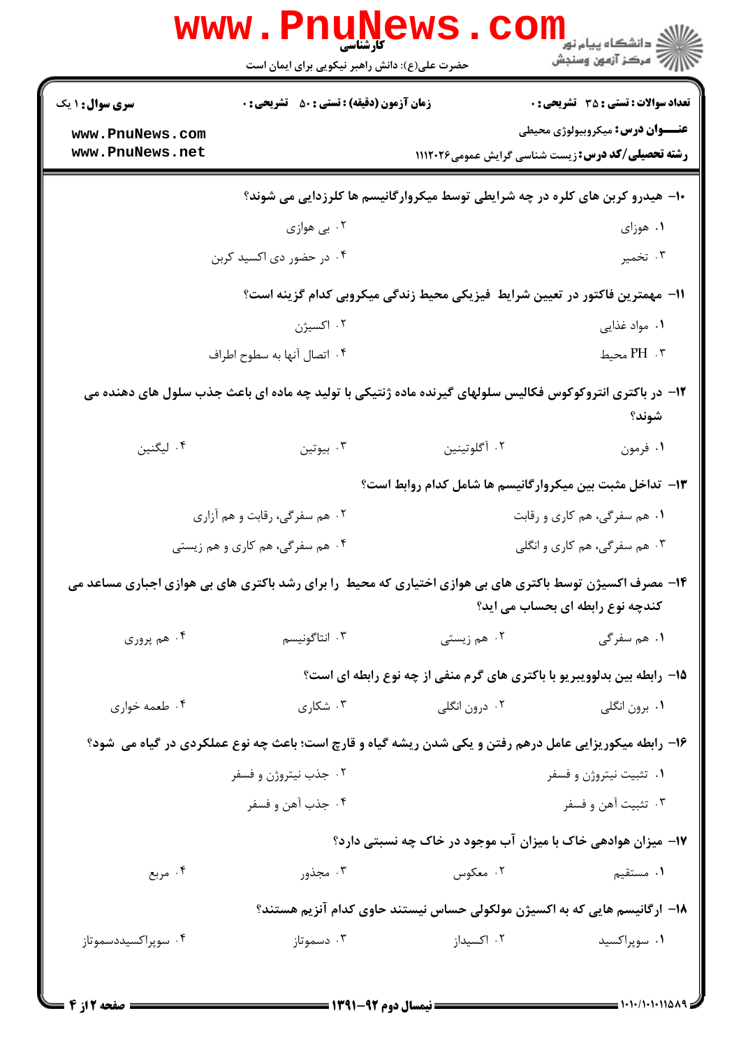**سری سوال:** ۱ یک | **زمان آزمون (دقیقه) : تستی :** ۵۰ **تشریحی :** ۰ | **تعداد سوالات : تستی :** ۳۵ **تشریحی :** ۰

**عنـــوان درس:** میکروبیولوژی محیطی

**رشته تحصیلی/کد درس:** زیست شناسی گرایش عمومی۱۱۱۲۰۲۶

۱۰- هیدرو کربن های کلره در چه شرایطی توسط میکروارگانیسم ها کلرزدایی می شوند؟

۱. هوزای

۲. بی هوازی

۳. تخمیر

۴. در حضور دی اکسید کربن

۱۱- مهمترین فاکتور در تعیین شرایط فیزیکی محیط زندگی میکروبی کدام گزینه است؟

۱. مواد غذایی

۲. اکسیژن

۳. PH محیط

۴. اتصال آنها به سطوح اطراف

۱۲- در باکتری انتروکوکوس فکالیس سلولهای گیرنده ماده ژنتیکی با تولید چه ماده ای باعث جذب سلول های دهنده می شوند؟

۱. فرمون

۲. آگلوتینین

۳. بیوتین

۴. لیگنین

۱۳- تداخل مثبت بین میکروارگانیسم ها شامل کدام روابط است؟

۱. هم سفرگی، هم کاری و رقابت

۲. هم سفرگی، رقابت و هم آزاری

۳. هم سفرگی، هم کاری و انگلی

۴. هم سفرگی، هم کاری و هم زیستی

۱۴- مصرف اکسیژن توسط باکتری های بی هوازی اختیاری که محیط را برای رشد باکتری های بی هوازی اجباری مساعد می کندچه نوع رابطه ای بحساب می اید؟

۱. هم سفرگی

۲. هم زیستی

۳. انتاگونیسم

۴. هم پروری

۱۵- رابطه بین بدلوویبریو با باکتری های گرم منفی از چه نوع رابطه ای است؟

۱. برون انگلی

۲. درون انگلی

۳. شکاری

۴. طعمه خواری

۱۶- رابطه میکوریزایی عامل درهم رفتن و یکی شدن ریشه گیاه و قارچ است؛ باعث چه نوع عملکردی در گیاه می شود؟

۱. تثبیت نیتروژن و فسفر

۲. جذب نیتروژن و فسفر

۳. تثبیت آهن و فسفر

۴. جذب آهن و فسفر

۱۷- میزان هوادهی خاک با میزان آب موجود در خاک چه نسبتی دارد؟

۱. مستقیم

۲. معکوس

۳. مجذور

۴. مربع

۱۸- ارگانیسم هایی که به اکسیژن مولکولی حساس نیستند حاوی کدام آنزیم هستند؟

۱. سوپراکسید

۲. اکسیداز

۳. دسموتاز

۴. سوپراکسیددسموتاز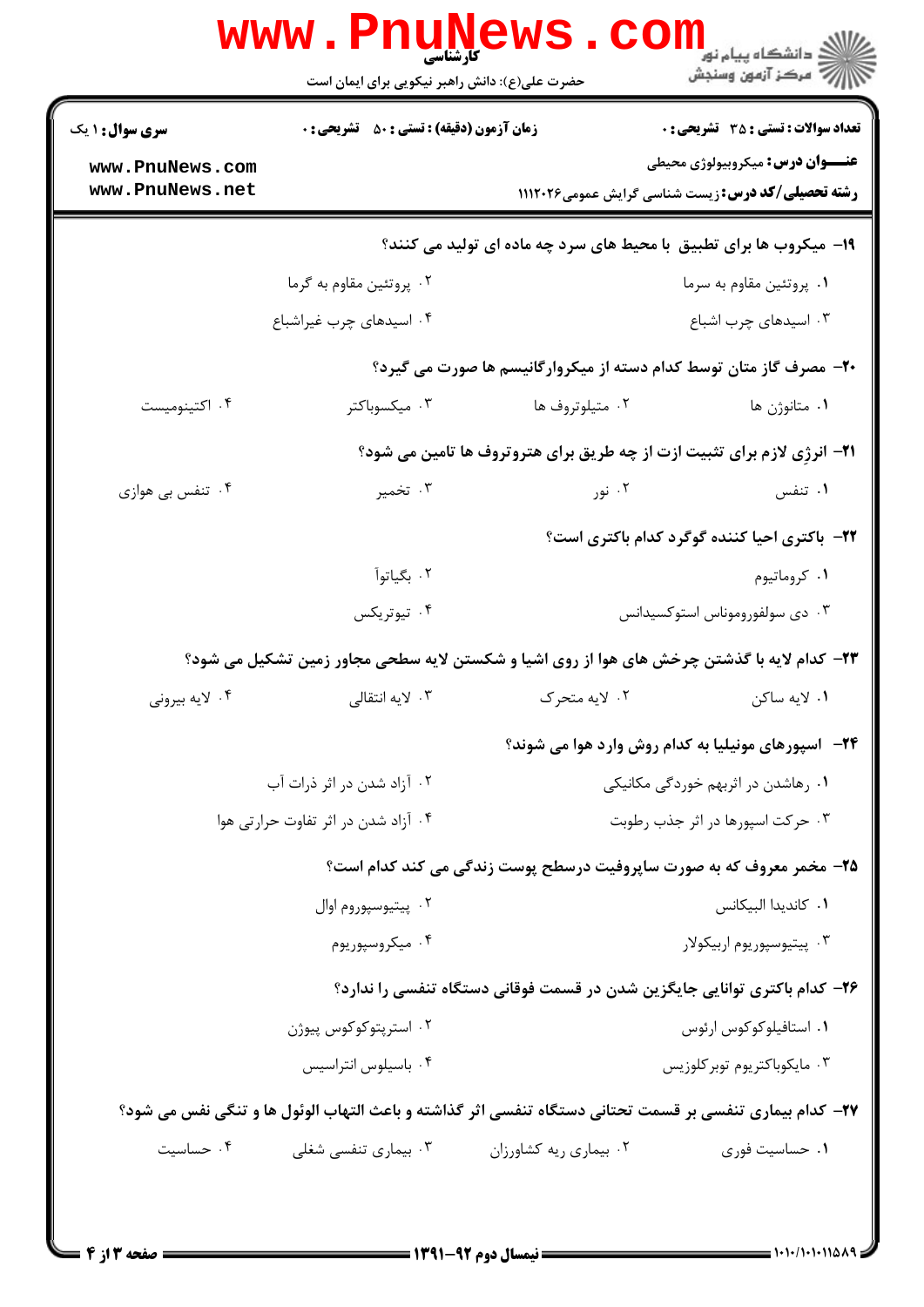**تعداد سوالات : تستی : ۳۵ تشریحی : ۰** | **زمان آزمون (دقیقه) : تستی : ۵۰ تشریحی : ۰** | **سری سوال : ۱ یک**

**عنـــوان درس:** میکروبیولوژی محیطی

**رشته تحصیلی/کد درس:** زیست شناسی گرایش عمومی۱۱۱۲۰۲۶

**۱۹- میکروب ها برای تطبیق با محیط های سرد چه ماده ای تولید می کنند؟**

۱. پروتئین مقاوم به سرما
۲. پروتئین مقاوم به گرما
۳. اسیدهای چرب اشباع
۴. اسیدهای چرب غیراشباع

**۲۰- مصرف گاز متان توسط کدام دسته از میکروارگانیسم ها صورت می گیرد؟**

۱. متانوژن ها
۲. متیلوتروف ها
۳. میکسوباکتر
۴. اکتینومیست

**۲۱- انرژی لازم برای تثبیت ازت از چه طریق برای هتروتروف ها تامین می شود؟**

۱. تنفس
۲. نور
۳. تخمیر
۴. تنفس بی هوازی

**۲۲- باکتری احیا کننده گوگرد کدام باکتری است؟**

۱. کروماتیوم
۲. بگیاتوآ
۳. دی سولفورموناس استوکسیدانس
۴. تیوتریکس

**۲۳- کدام لایه با گذشتن چرخش های هوا از روی اشیا و شکستن لایه سطحی مجاور زمین تشکیل می شود؟**

۱. لایه ساکن
۲. لایه متحرک
۳. لایه انتقالی
۴. لایه بیرونی

**۲۴- اسپورهای مونیلیا به کدام روش وارد هوا می شوند؟**

۱. رهاشدن در اثربهم خوردگی مکانیکی
۲. آزاد شدن در اثر ذرات آب
۳. حرکت اسپورها در اثر جذب رطوبت
۴. آزاد شدن در اثر تفاوت حرارتی هوا

**۲۵- مخمر معروف که به صورت ساپروفیت درسطح پوست زندگی می کند کدام است؟**

۱. کاندیدا البیکانس
۲. پیتیوسپوروم اوال
۳. پیتیوسپوریوم اربیکولار
۴. میکروسپوریوم

**۲۶- کدام باکتری توانایی جایگزین شدن در قسمت فوقانی دستگاه تنفسی را ندارد؟**

۱. استافیلوکوکوس ارئوس
۲. استرپتوکوکوس پیوژن
۳. مایکوباکتریوم توبرکلوزیس
۴. باسیلوس انتراسیس

**۲۷- کدام بیماری تنفسی بر قسمت تحتانی دستگاه تنفسی اثر گذاشته و باعث التهاب الوئول ها و تنگی نفس می شود؟**

۱. حساسیت فوری
۲. بیماری ریه کشاورزان
۳. بیماری تنفسی شغلی
۴. حساسیت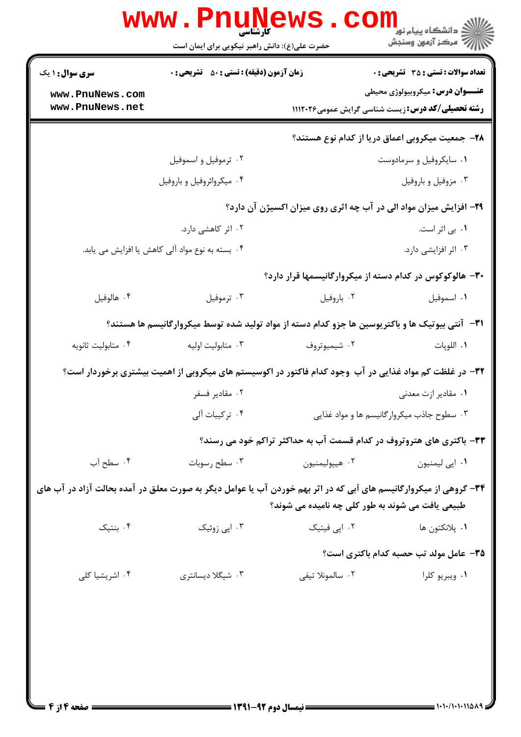۲۸- جمعیت میکروبی اعماق دریا از کدام نوع هستند؟

۱. سایکروفیل و سرمادوست

۲. ترموفیل و اسموفیل

۳. مزوفیل و باروفیل

۴. میکروائروفیل و باروفیل

۲۹- افزایش میزان مواد الی در آب چه اثری روی میزان اکسیژن آن دارد؟

۱. بی اثر است.

۲. اثر کاهشی دارد.

۳. اثر افزایشی دارد.

۴. بسته به نوع مواد آلی کاهش یا افزایش می یابد.

۳۰- هالوکوکوس در کدام دسته از میکروارگانیسمها قرار دارد؟

۱. اسموفیل

۲. باروفیل

۳. ترموفیل

۴. هالوفیل

۳۱- آنتی بیوتیک ها و باکتریوسین ها جزو کدام دسته از مواد تولید شده توسط میکروارگانیسم ها هستند؟

۱. اللوپات

۲. شیمیوتروف

۳. متابولیت اولیه

۴. متابولیت ثانویه

۳۲- در غلظت کم مواد غذایی در آب وجود کدام فاکتور در اکوسیستم های میکروبی از اهمیت بیشتری برخوردار است؟

۱. مقادیر ازت معدنی

۲. مقادیر فسفر

۳. سطوح جاذب میکروارگانیسم ها و مواد غذایی

۴. ترکیبات آلی

۳۳- باکتری های هتروتروف در کدام قسمت آب به حداکثر تراکم خود می رسند؟

۱. اپی لیمنیون

۲. هیپولیمنیون

۳. سطح رسوبات

۴. سطح آب

۳۴- گروهی از میکروارگانیسم های آبی که در اثر بهم خوردن آب یا عوامل دیگر به صورت معلق در آمده بحالت آزاد در آب های طبیعی یافت می شوند به طور کلی چه نامیده می شوند؟

۱. پلانکتون ها

۲. اپی فیتیک

۳. اپی زوئیک

۴. بنتیک

۳۵- عامل مولد تب حصبه کدام باکتری است؟

۱. ویبریو کلرا

۲. سالمونلا تیفی

۳. شیگلا دیسانتری

۴. اشریشیا کلی